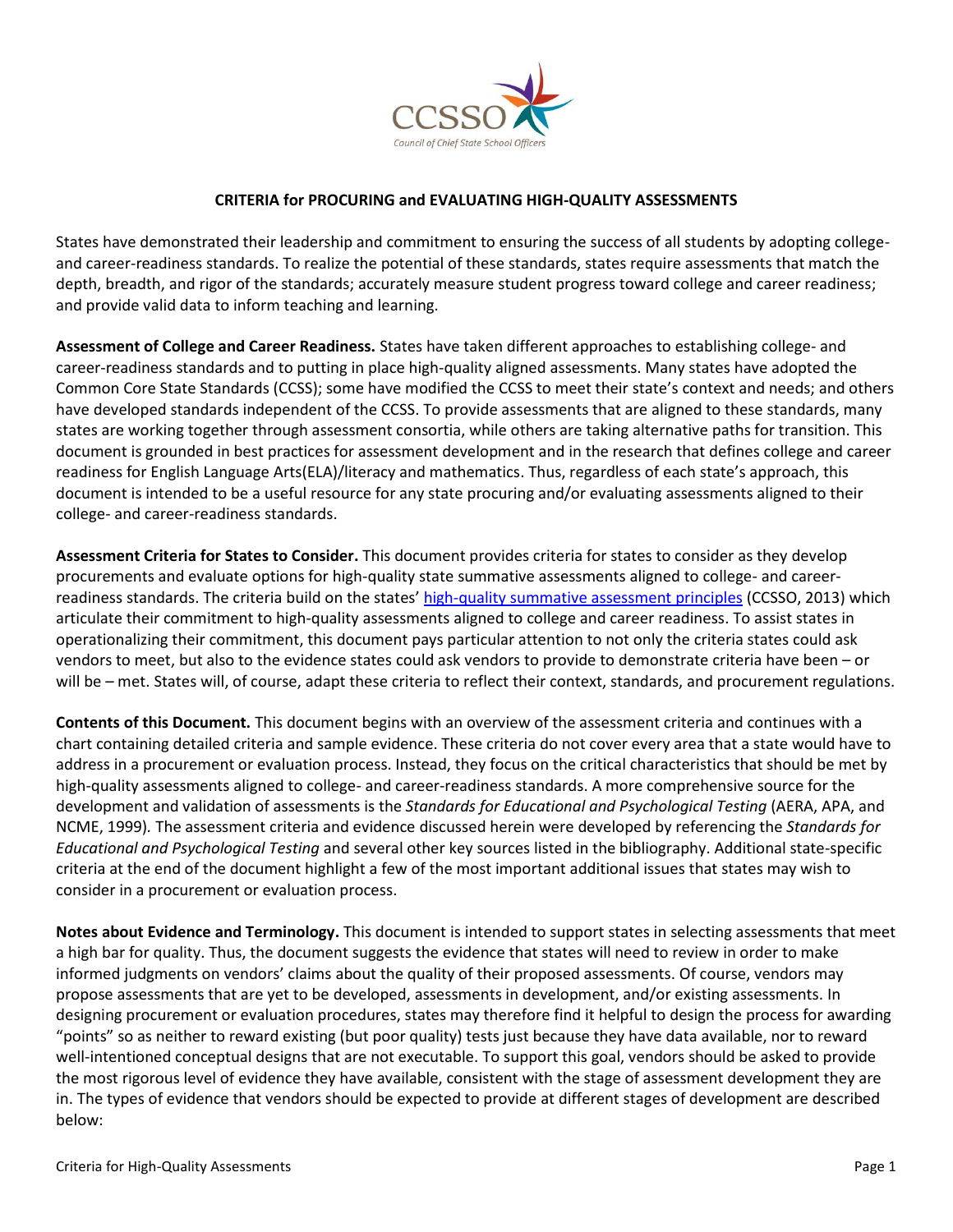CCSSO

Council of Chief State School Officers

# CRITERIA for PROCURING and EVALUATING HIGH-QUALITY ASSESSMENTS

States have demonstrated their leadership and commitment to ensuring the success of all students by adopting college- and career-readiness standards. To realize the potential of these standards, states require assessments that match the depth, breadth, and rigor of the standards; accurately measure student progress toward college and career readiness; and provide valid data to inform teaching and learning.

**Assessment of College and Career Readiness.** States have taken different approaches to establishing college- and career-readiness standards and to putting in place high-quality aligned assessments. Many states have adopted the Common Core State Standards (CCSS); some have modified the CCSS to meet their state's context and needs; and others have developed standards independent of the CCSS. To provide assessments that are aligned to these standards, many states are working together through assessment consortia, while others are taking alternative paths for transition. This document is grounded in best practices for assessment development and in the research that defines college and career readiness for English Language Arts(ELA)/literacy and mathematics. Thus, regardless of each state's approach, this document is intended to be a useful resource for any state procuring and/or evaluating assessments aligned to their college- and career-readiness standards.

**Assessment Criteria for States to Consider.** This document provides criteria for states to consider as they develop procurements and evaluate options for high-quality state summative assessments aligned to college- and career-readiness standards. The criteria build on the states' high-quality summative assessment principles (CCSSO, 2013) which articulate their commitment to high-quality assessments aligned to college and career readiness. To assist states in operationalizing their commitment, this document pays particular attention to not only the criteria states could ask vendors to meet, but also to the evidence states could ask vendors to provide to demonstrate criteria have been – or will be – met. States will, of course, adapt these criteria to reflect their context, standards, and procurement regulations.

**Contents of this Document.** This document begins with an overview of the assessment criteria and continues with a chart containing detailed criteria and sample evidence. These criteria do not cover every area that a state would have to address in a procurement or evaluation process. Instead, they focus on the critical characteristics that should be met by high-quality assessments aligned to college- and career-readiness standards. A more comprehensive source for the development and validation of assessments is the *Standards for Educational and Psychological Testing* (AERA, APA, and NCME, 1999). The assessment criteria and evidence discussed herein were developed by referencing the *Standards for Educational and Psychological Testing* and several other key sources listed in the bibliography. Additional state-specific criteria at the end of the document highlight a few of the most important additional issues that states may wish to consider in a procurement or evaluation process.

**Notes about Evidence and Terminology.** This document is intended to support states in selecting assessments that meet a high bar for quality. Thus, the document suggests the evidence that states will need to review in order to make informed judgments on vendors' claims about the quality of their proposed assessments. Of course, vendors may propose assessments that are yet to be developed, assessments in development, and/or existing assessments. In designing procurement or evaluation procedures, states may therefore find it helpful to design the process for awarding "points" so as neither to reward existing (but poor quality) tests just because they have data available, nor to reward well-intentioned conceptual designs that are not executable. To support this goal, vendors should be asked to provide the most rigorous level of evidence they have available, consistent with the stage of assessment development they are in. The types of evidence that vendors should be expected to provide at different stages of development are described below: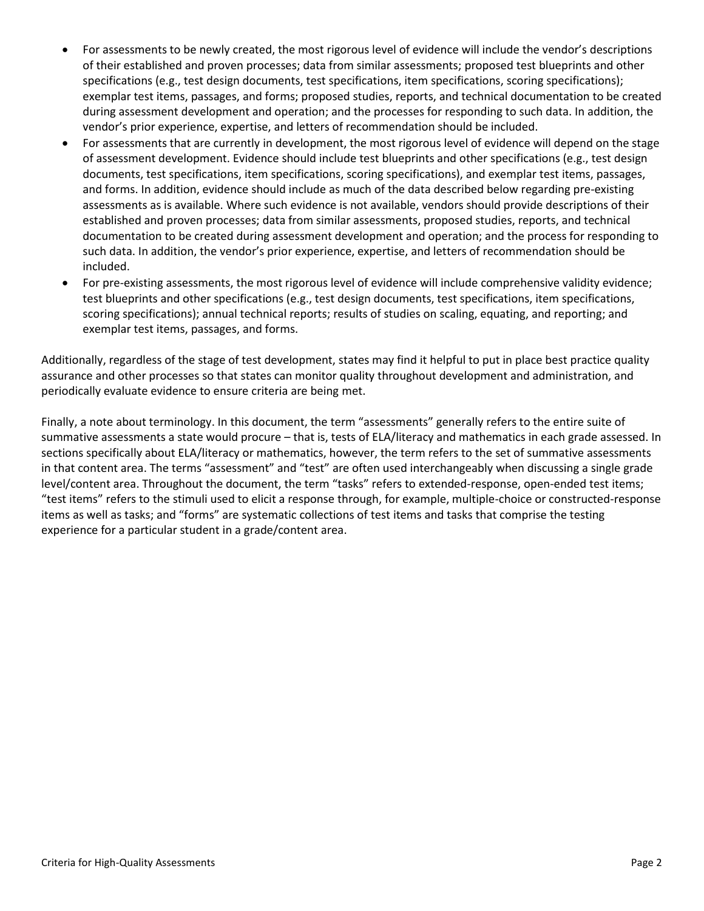- For assessments to be newly created, the most rigorous level of evidence will include the vendor's descriptions of their established and proven processes; data from similar assessments; proposed test blueprints and other specifications (e.g., test design documents, test specifications, item specifications, scoring specifications); exemplar test items, passages, and forms; proposed studies, reports, and technical documentation to be created during assessment development and operation; and the processes for responding to such data. In addition, the vendor's prior experience, expertise, and letters of recommendation should be included.
- For assessments that are currently in development, the most rigorous level of evidence will depend on the stage of assessment development. Evidence should include test blueprints and other specifications (e.g., test design documents, test specifications, item specifications, scoring specifications), and exemplar test items, passages, and forms. In addition, evidence should include as much of the data described below regarding pre-existing assessments as is available. Where such evidence is not available, vendors should provide descriptions of their established and proven processes; data from similar assessments, proposed studies, reports, and technical documentation to be created during assessment development and operation; and the process for responding to such data. In addition, the vendor's prior experience, expertise, and letters of recommendation should be included.
- For pre-existing assessments, the most rigorous level of evidence will include comprehensive validity evidence; test blueprints and other specifications (e.g., test design documents, test specifications, item specifications, scoring specifications); annual technical reports; results of studies on scaling, equating, and reporting; and exemplar test items, passages, and forms.

Additionally, regardless of the stage of test development, states may find it helpful to put in place best practice quality assurance and other processes so that states can monitor quality throughout development and administration, and periodically evaluate evidence to ensure criteria are being met.

Finally, a note about terminology. In this document, the term "assessments" generally refers to the entire suite of summative assessments a state would procure – that is, tests of ELA/literacy and mathematics in each grade assessed. In sections specifically about ELA/literacy or mathematics, however, the term refers to the set of summative assessments in that content area. The terms "assessment" and "test" are often used interchangeably when discussing a single grade level/content area. Throughout the document, the term "tasks" refers to extended-response, open-ended test items; "test items" refers to the stimuli used to elicit a response through, for example, multiple-choice or constructed-response items as well as tasks; and "forms" are systematic collections of test items and tasks that comprise the testing experience for a particular student in a grade/content area.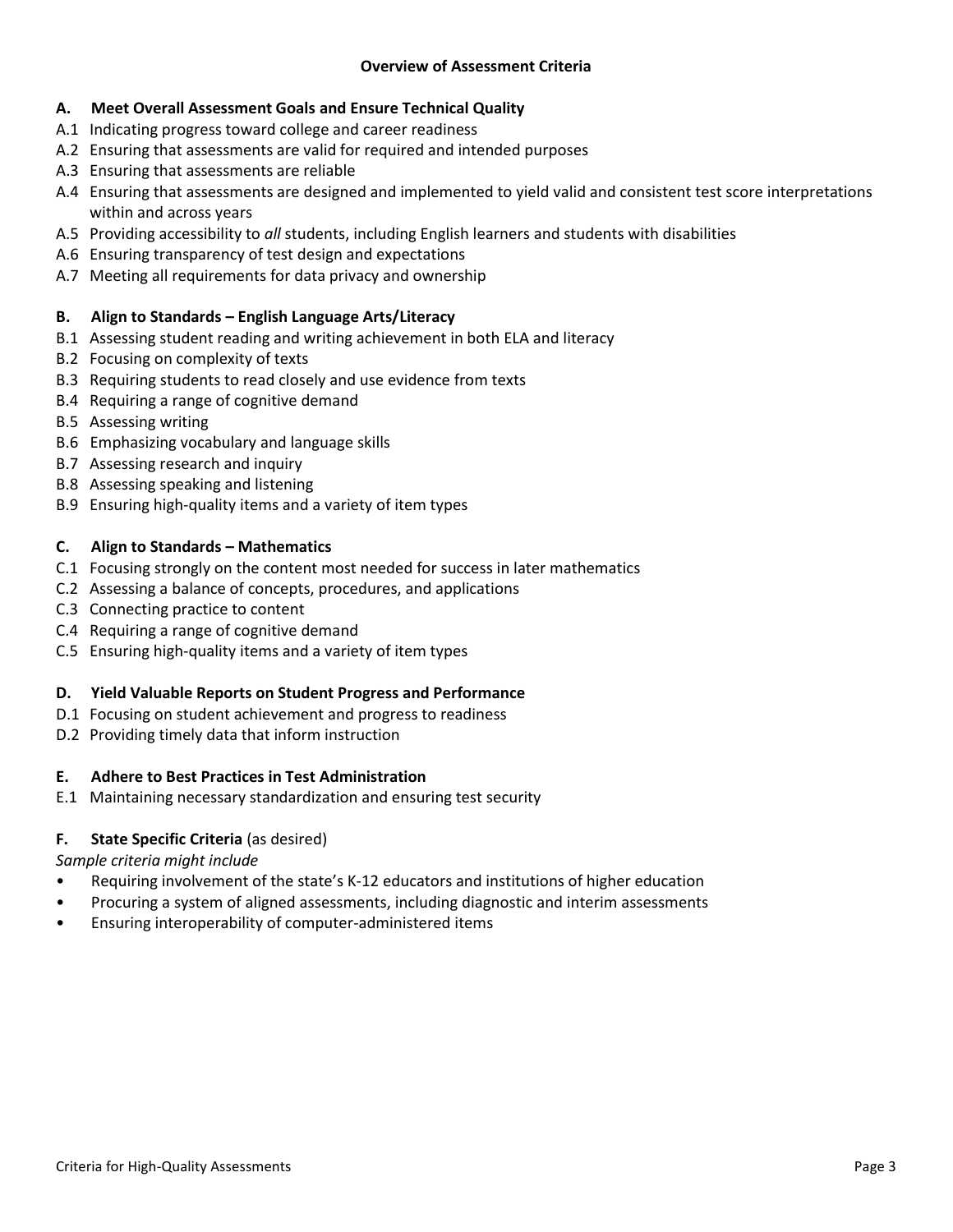## Overview of Assessment Criteria

### A. Meet Overall Assessment Goals and Ensure Technical Quality

- A.1 Indicating progress toward college and career readiness
- A.2 Ensuring that assessments are valid for required and intended purposes
- A.3 Ensuring that assessments are reliable
- A.4 Ensuring that assessments are designed and implemented to yield valid and consistent test score interpretations within and across years
- A.5 Providing accessibility to *all* students, including English learners and students with disabilities
- A.6 Ensuring transparency of test design and expectations
- A.7 Meeting all requirements for data privacy and ownership

### B. Align to Standards – English Language Arts/Literacy

- B.1 Assessing student reading and writing achievement in both ELA and literacy
- B.2 Focusing on complexity of texts
- B.3 Requiring students to read closely and use evidence from texts
- B.4 Requiring a range of cognitive demand
- B.5 Assessing writing
- B.6 Emphasizing vocabulary and language skills
- B.7 Assessing research and inquiry
- B.8 Assessing speaking and listening
- B.9 Ensuring high-quality items and a variety of item types

### C. Align to Standards – Mathematics

- C.1 Focusing strongly on the content most needed for success in later mathematics
- C.2 Assessing a balance of concepts, procedures, and applications
- C.3 Connecting practice to content
- C.4 Requiring a range of cognitive demand
- C.5 Ensuring high-quality items and a variety of item types

### D. Yield Valuable Reports on Student Progress and Performance

- D.1 Focusing on student achievement and progress to readiness
- D.2 Providing timely data that inform instruction

### E. Adhere to Best Practices in Test Administration

- E.1 Maintaining necessary standardization and ensuring test security

### F. State Specific Criteria (as desired)

*Sample criteria might include*

- Requiring involvement of the state's K-12 educators and institutions of higher education
- Procuring a system of aligned assessments, including diagnostic and interim assessments
- Ensuring interoperability of computer-administered items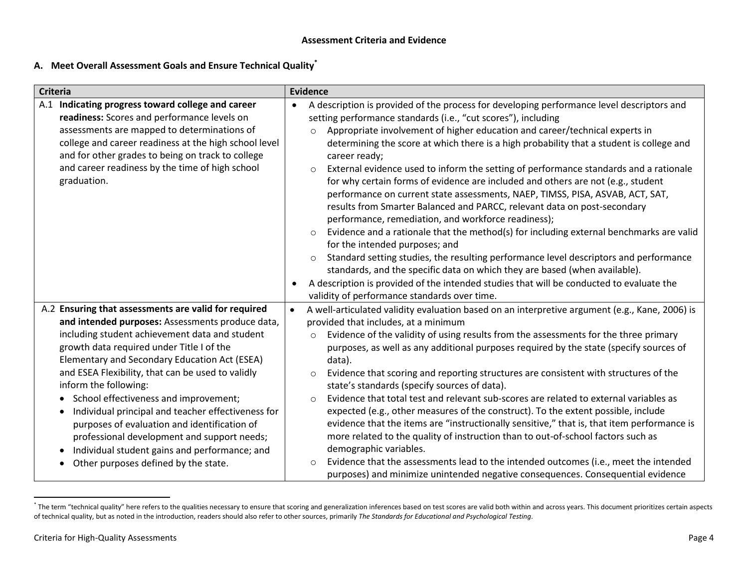**Assessment Criteria and Evidence**

## A. Meet Overall Assessment Goals and Ensure Technical Quality[*]

| Criteria | Evidence |
|---|---|
| A.1 **Indicating progress toward college and career readiness:** Scores and performance levels on assessments are mapped to determinations of college and career readiness at the high school level and for other grades to being on track to college and career readiness by the time of high school graduation. | • A description is provided of the process for developing performance level descriptors and setting performance standards (i.e., "cut scores"), including<br>○ Appropriate involvement of higher education and career/technical experts in determining the score at which there is a high probability that a student is college and career ready;<br>○ External evidence used to inform the setting of performance standards and a rationale for why certain forms of evidence are included and others are not (e.g., student performance on current state assessments, NAEP, TIMSS, PISA, ASVAB, ACT, SAT, results from Smarter Balanced and PARCC, relevant data on post-secondary performance, remediation, and workforce readiness);<br>○ Evidence and a rationale that the method(s) for including external benchmarks are valid for the intended purposes; and<br>○ Standard setting studies, the resulting performance level descriptors and performance standards, and the specific data on which they are based (when available).<br>• A description is provided of the intended studies that will be conducted to evaluate the validity of performance standards over time. |
| A.2 **Ensuring that assessments are valid for required and intended purposes:** Assessments produce data, including student achievement data and student growth data required under Title I of the Elementary and Secondary Education Act (ESEA) and ESEA Flexibility, that can be used to validly inform the following:<br>• School effectiveness and improvement;<br>• Individual principal and teacher effectiveness for purposes of evaluation and identification of professional development and support needs;<br>• Individual student gains and performance; and<br>• Other purposes defined by the state. | • A well-articulated validity evaluation based on an interpretive argument (e.g., Kane, 2006) is provided that includes, at a minimum<br>○ Evidence of the validity of using results from the assessments for the three primary purposes, as well as any additional purposes required by the state (specify sources of data).<br>○ Evidence that scoring and reporting structures are consistent with structures of the state's standards (specify sources of data).<br>○ Evidence that total test and relevant sub-scores are related to external variables as expected (e.g., other measures of the construct). To the extent possible, include evidence that the items are "instructionally sensitive," that is, that item performance is more related to the quality of instruction than to out-of-school factors such as demographic variables.<br>○ Evidence that the assessments lead to the intended outcomes (i.e., meet the intended purposes) and minimize unintended negative consequences. Consequential evidence |

[*] The term "technical quality" here refers to the qualities necessary to ensure that scoring and generalization inferences based on test scores are valid both within and across years. This document prioritizes certain aspects of technical quality, but as noted in the introduction, readers should also refer to other sources, primarily *The Standards for Educational and Psychological Testing*.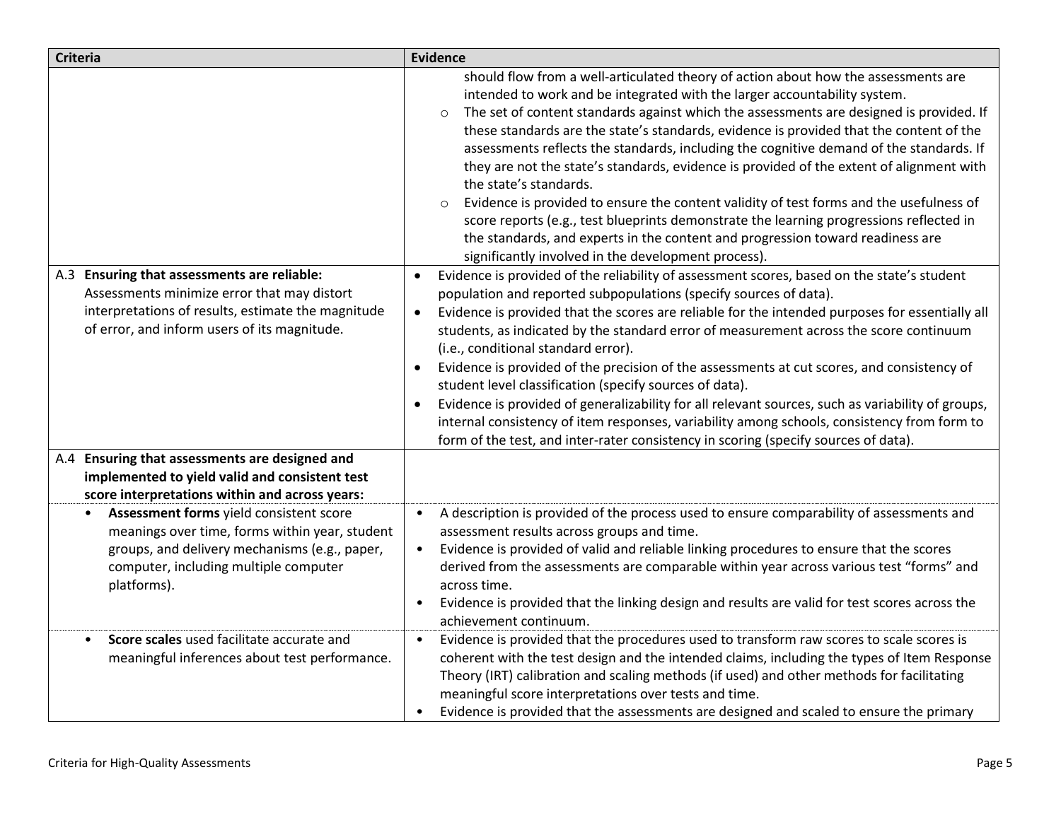| Criteria | Evidence |
|---|---|
| | should flow from a well-articulated theory of action about how the assessments are intended to work and be integrated with the larger accountability system.<br>○ The set of content standards against which the assessments are designed is provided. If these standards are the state's standards, evidence is provided that the content of the assessments reflects the standards, including the cognitive demand of the standards. If they are not the state's standards, evidence is provided of the extent of alignment with the state's standards.<br>○ Evidence is provided to ensure the content validity of test forms and the usefulness of score reports (e.g., test blueprints demonstrate the learning progressions reflected in the standards, and experts in the content and progression toward readiness are significantly involved in the development process). |
| A.3 **Ensuring that assessments are reliable:** Assessments minimize error that may distort interpretations of results, estimate the magnitude of error, and inform users of its magnitude. | • Evidence is provided of the reliability of assessment scores, based on the state's student population and reported subpopulations (specify sources of data).<br>• Evidence is provided that the scores are reliable for the intended purposes for essentially all students, as indicated by the standard error of measurement across the score continuum (i.e., conditional standard error).<br>• Evidence is provided of the precision of the assessments at cut scores, and consistency of student level classification (specify sources of data).<br>• Evidence is provided of generalizability for all relevant sources, such as variability of groups, internal consistency of item responses, variability among schools, consistency from form to form of the test, and inter-rater consistency in scoring (specify sources of data). |
| A.4 **Ensuring that assessments are designed and implemented to yield valid and consistent test score interpretations within and across years:** | |
| • **Assessment forms** yield consistent score meanings over time, forms within year, student groups, and delivery mechanisms (e.g., paper, computer, including multiple computer platforms). | • A description is provided of the process used to ensure comparability of assessments and assessment results across groups and time.<br>• Evidence is provided of valid and reliable linking procedures to ensure that the scores derived from the assessments are comparable within year across various test "forms" and across time.<br>• Evidence is provided that the linking design and results are valid for test scores across the achievement continuum. |
| • **Score scales** used facilitate accurate and meaningful inferences about test performance. | • Evidence is provided that the procedures used to transform raw scores to scale scores is coherent with the test design and the intended claims, including the types of Item Response Theory (IRT) calibration and scaling methods (if used) and other methods for facilitating meaningful score interpretations over tests and time.<br>• Evidence is provided that the assessments are designed and scaled to ensure the primary |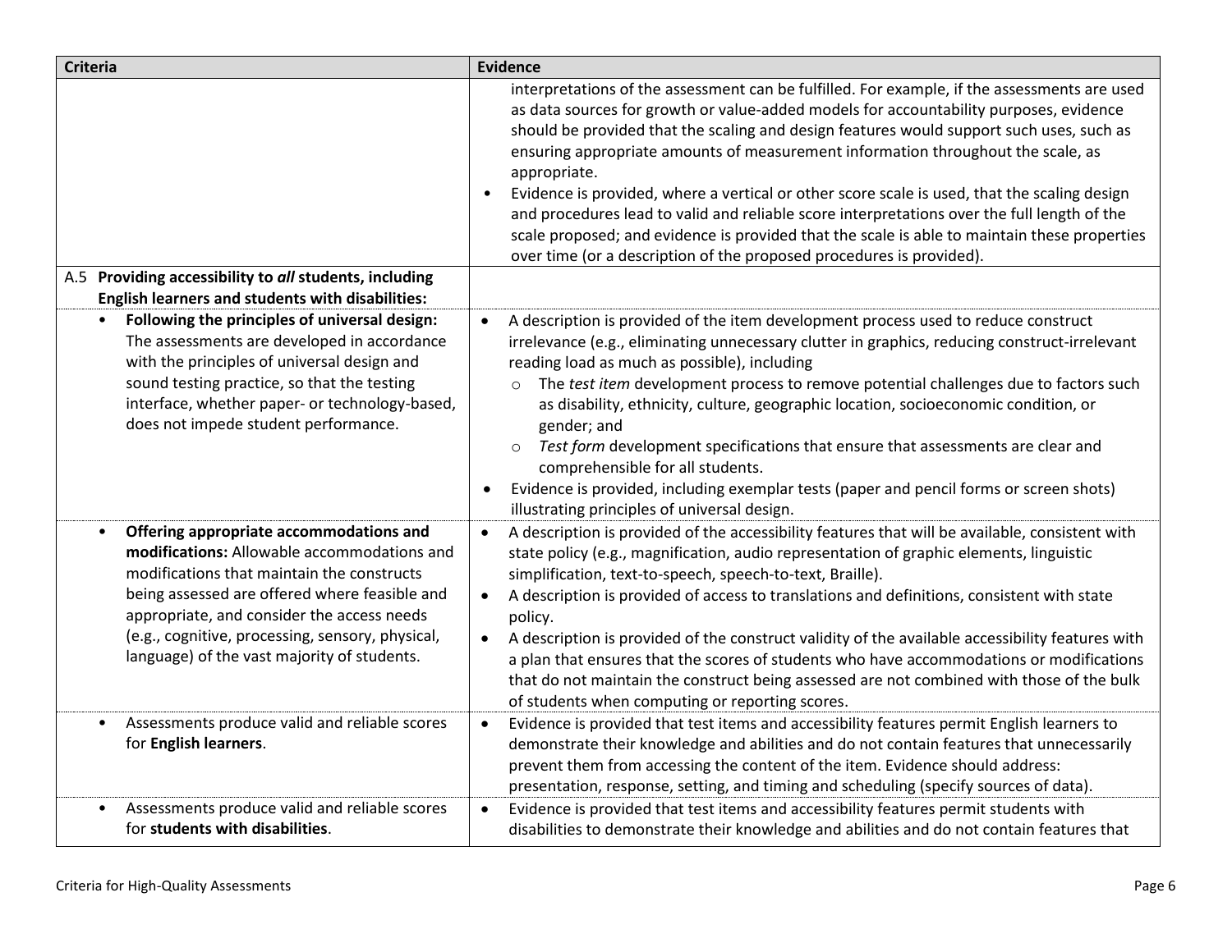| Criteria | Evidence |
|---|---|
| | interpretations of the assessment can be fulfilled. For example, if the assessments are used as data sources for growth or value-added models for accountability purposes, evidence should be provided that the scaling and design features would support such uses, such as ensuring appropriate amounts of measurement information throughout the scale, as appropriate.<br>• Evidence is provided, where a vertical or other score scale is used, that the scaling design and procedures lead to valid and reliable score interpretations over the full length of the scale proposed; and evidence is provided that the scale is able to maintain these properties over time (or a description of the proposed procedures is provided). |
| A.5 **Providing accessibility to *all* students, including English learners and students with disabilities:** | |
| • **Following the principles of universal design:** The assessments are developed in accordance with the principles of universal design and sound testing practice, so that the testing interface, whether paper- or technology-based, does not impede student performance. | • A description is provided of the item development process used to reduce construct irrelevance (e.g., eliminating unnecessary clutter in graphics, reducing construct-irrelevant reading load as much as possible), including<br>  ○ The *test item* development process to remove potential challenges due to factors such as disability, ethnicity, culture, geographic location, socioeconomic condition, or gender; and<br>  ○ *Test form* development specifications that ensure that assessments are clear and comprehensible for all students.<br>• Evidence is provided, including exemplar tests (paper and pencil forms or screen shots) illustrating principles of universal design. |
| • **Offering appropriate accommodations and modifications:** Allowable accommodations and modifications that maintain the constructs being assessed are offered where feasible and appropriate, and consider the access needs (e.g., cognitive, processing, sensory, physical, language) of the vast majority of students. | • A description is provided of the accessibility features that will be available, consistent with state policy (e.g., magnification, audio representation of graphic elements, linguistic simplification, text-to-speech, speech-to-text, Braille).<br>• A description is provided of access to translations and definitions, consistent with state policy.<br>• A description is provided of the construct validity of the available accessibility features with a plan that ensures that the scores of students who have accommodations or modifications that do not maintain the construct being assessed are not combined with those of the bulk of students when computing or reporting scores. |
| • Assessments produce valid and reliable scores for **English learners**. | • Evidence is provided that test items and accessibility features permit English learners to demonstrate their knowledge and abilities and do not contain features that unnecessarily prevent them from accessing the content of the item. Evidence should address: presentation, response, setting, and timing and scheduling (specify sources of data). |
| • Assessments produce valid and reliable scores for **students with disabilities**. | • Evidence is provided that test items and accessibility features permit students with disabilities to demonstrate their knowledge and abilities and do not contain features that |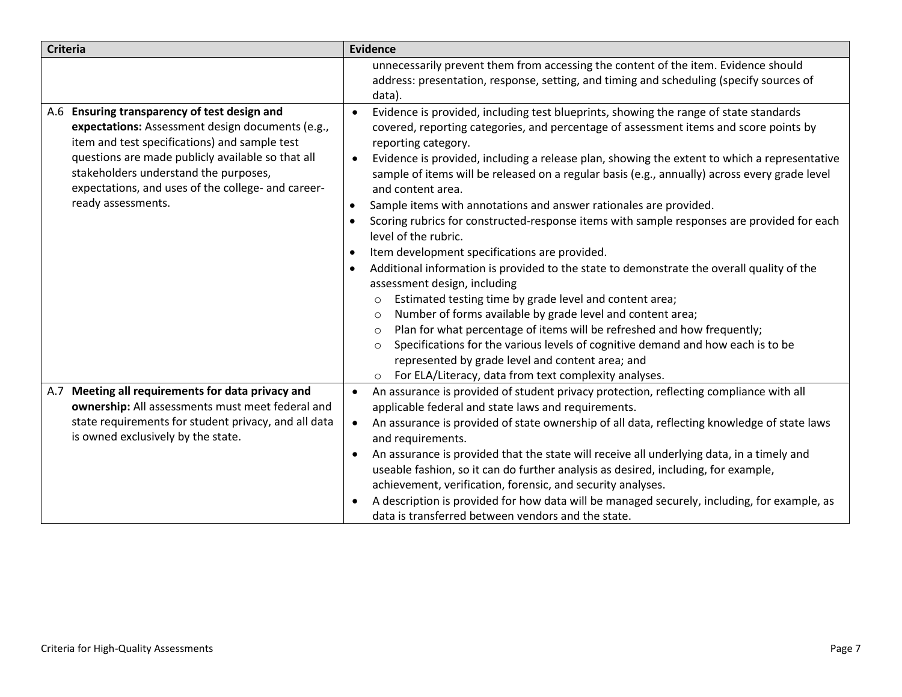| Criteria | Evidence |
| --- | --- |
| | unnecessarily prevent them from accessing the content of the item. Evidence should address: presentation, response, setting, and timing and scheduling (specify sources of data). |
| A.6 **Ensuring transparency of test design and expectations:** Assessment design documents (e.g., item and test specifications) and sample test questions are made publicly available so that all stakeholders understand the purposes, expectations, and uses of the college- and career-ready assessments. | • Evidence is provided, including test blueprints, showing the range of state standards covered, reporting categories, and percentage of assessment items and score points by reporting category.<br>• Evidence is provided, including a release plan, showing the extent to which a representative sample of items will be released on a regular basis (e.g., annually) across every grade level and content area.<br>• Sample items with annotations and answer rationales are provided.<br>• Scoring rubrics for constructed-response items with sample responses are provided for each level of the rubric.<br>• Item development specifications are provided.<br>• Additional information is provided to the state to demonstrate the overall quality of the assessment design, including<br>&nbsp;&nbsp;&nbsp;&nbsp;○ Estimated testing time by grade level and content area;<br>&nbsp;&nbsp;&nbsp;&nbsp;○ Number of forms available by grade level and content area;<br>&nbsp;&nbsp;&nbsp;&nbsp;○ Plan for what percentage of items will be refreshed and how frequently;<br>&nbsp;&nbsp;&nbsp;&nbsp;○ Specifications for the various levels of cognitive demand and how each is to be represented by grade level and content area; and<br>&nbsp;&nbsp;&nbsp;&nbsp;○ For ELA/Literacy, data from text complexity analyses. |
| A.7 **Meeting all requirements for data privacy and ownership:** All assessments must meet federal and state requirements for student privacy, and all data is owned exclusively by the state. | • An assurance is provided of student privacy protection, reflecting compliance with all applicable federal and state laws and requirements.<br>• An assurance is provided of state ownership of all data, reflecting knowledge of state laws and requirements.<br>• An assurance is provided that the state will receive all underlying data, in a timely and useable fashion, so it can do further analysis as desired, including, for example, achievement, verification, forensic, and security analyses.<br>• A description is provided for how data will be managed securely, including, for example, as data is transferred between vendors and the state. |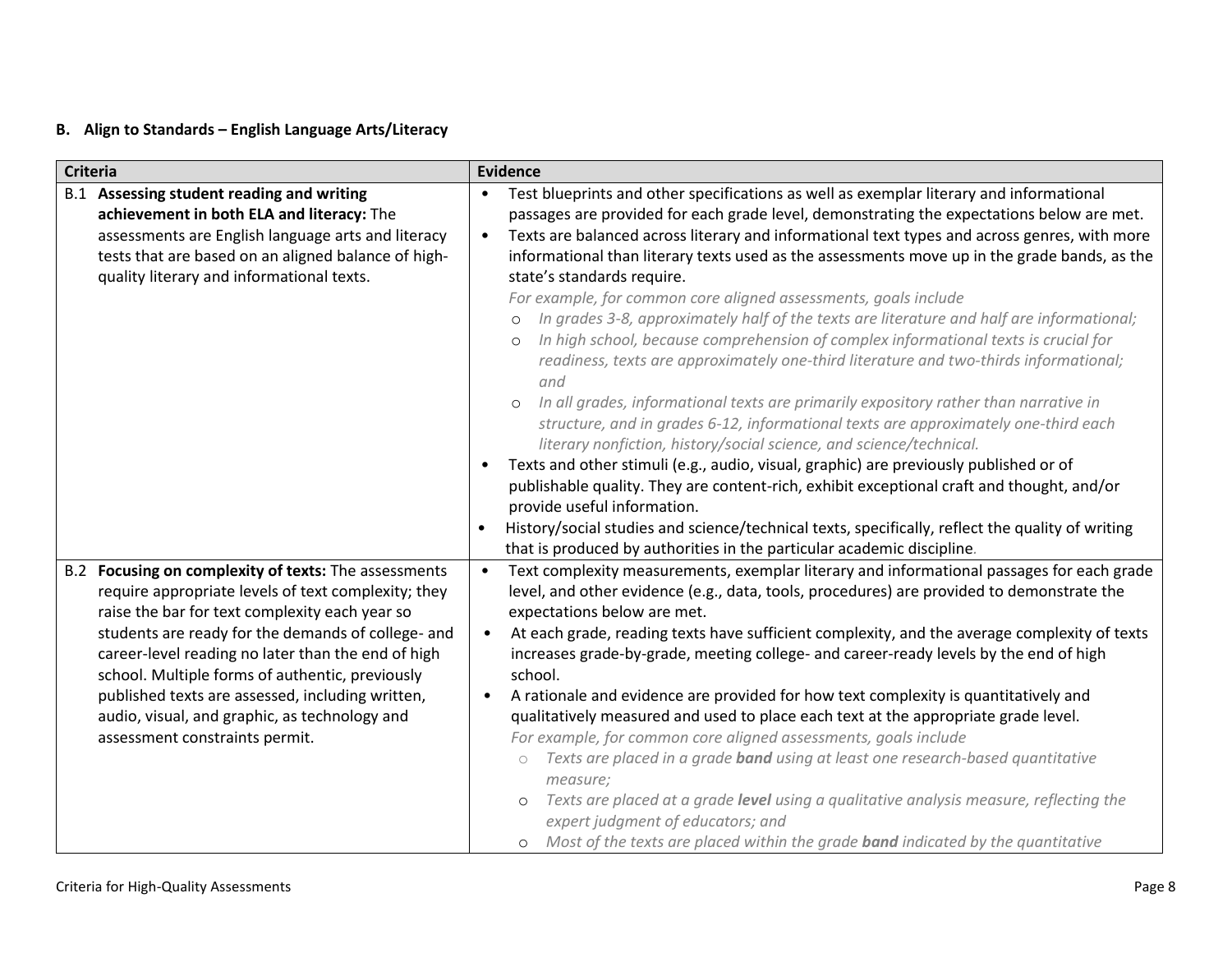### B. Align to Standards – English Language Arts/Literacy

| Criteria | Evidence |
| --- | --- |
| B.1 **Assessing student reading and writing achievement in both ELA and literacy:** The assessments are English language arts and literacy tests that are based on an aligned balance of high-quality literary and informational texts. | • Test blueprints and other specifications as well as exemplar literary and informational passages are provided for each grade level, demonstrating the expectations below are met.<br>• Texts are balanced across literary and informational text types and across genres, with more informational than literary texts used as the assessments move up in the grade bands, as the state's standards require.<br>*For example, for common core aligned assessments, goals include*<br>o *In grades 3-8, approximately half of the texts are literature and half are informational;*<br>o *In high school, because comprehension of complex informational texts is crucial for readiness, texts are approximately one-third literature and two-thirds informational; and*<br>o *In all grades, informational texts are primarily expository rather than narrative in structure, and in grades 6-12, informational texts are approximately one-third each literary nonfiction, history/social science, and science/technical.*<br>• Texts and other stimuli (e.g., audio, visual, graphic) are previously published or of publishable quality. They are content-rich, exhibit exceptional craft and thought, and/or provide useful information.<br>• History/social studies and science/technical texts, specifically, reflect the quality of writing that is produced by authorities in the particular academic discipline. |
| B.2 **Focusing on complexity of texts:** The assessments require appropriate levels of text complexity; they raise the bar for text complexity each year so students are ready for the demands of college- and career-level reading no later than the end of high school. Multiple forms of authentic, previously published texts are assessed, including written, audio, visual, and graphic, as technology and assessment constraints permit. | • Text complexity measurements, exemplar literary and informational passages for each grade level, and other evidence (e.g., data, tools, procedures) are provided to demonstrate the expectations below are met.<br>• At each grade, reading texts have sufficient complexity, and the average complexity of texts increases grade-by-grade, meeting college- and career-ready levels by the end of high school.<br>• A rationale and evidence are provided for how text complexity is quantitatively and qualitatively measured and used to place each text at the appropriate grade level.<br>*For example, for common core aligned assessments, goals include*<br>o *Texts are placed in a grade **band** using at least one research-based quantitative measure;*<br>o *Texts are placed at a grade **level** using a qualitative analysis measure, reflecting the expert judgment of educators; and*<br>o *Most of the texts are placed within the grade **band** indicated by the quantitative* |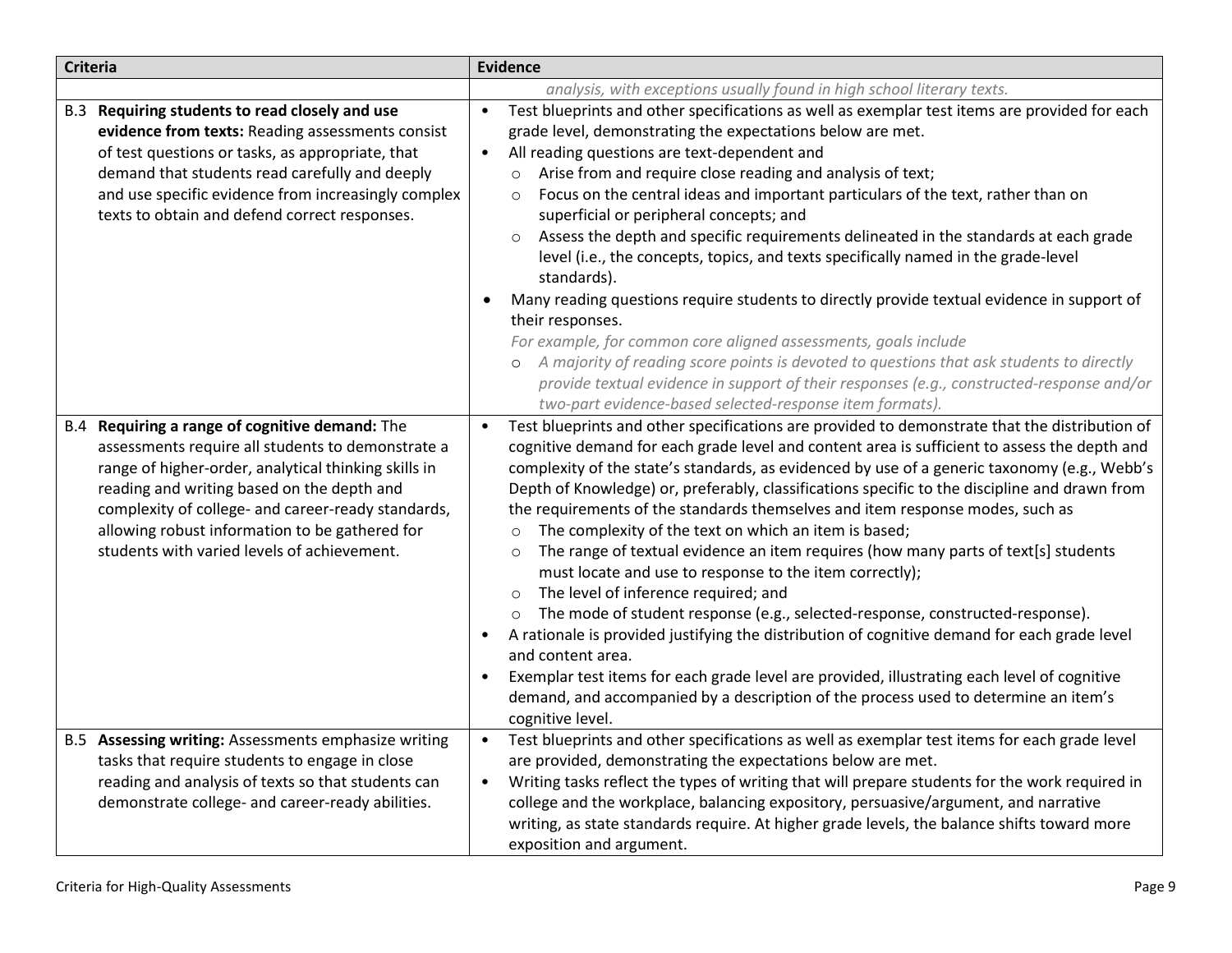| Criteria | Evidence |
|---|---|
| | *analysis, with exceptions usually found in high school literary texts.* |
| B.3 **Requiring students to read closely and use evidence from texts:** Reading assessments consist of test questions or tasks, as appropriate, that demand that students read carefully and deeply and use specific evidence from increasingly complex texts to obtain and defend correct responses. | • Test blueprints and other specifications as well as exemplar test items are provided for each grade level, demonstrating the expectations below are met.<br>• All reading questions are text-dependent and<br>  ○ Arise from and require close reading and analysis of text;<br>  ○ Focus on the central ideas and important particulars of the text, rather than on superficial or peripheral concepts; and<br>  ○ Assess the depth and specific requirements delineated in the standards at each grade level (i.e., the concepts, topics, and texts specifically named in the grade-level standards).<br>• Many reading questions require students to directly provide textual evidence in support of their responses.<br>*For example, for common core aligned assessments, goals include*<br>  ○ *A majority of reading score points is devoted to questions that ask students to directly provide textual evidence in support of their responses (e.g., constructed-response and/or two-part evidence-based selected-response item formats).* |
| B.4 **Requiring a range of cognitive demand:** The assessments require all students to demonstrate a range of higher-order, analytical thinking skills in reading and writing based on the depth and complexity of college- and career-ready standards, allowing robust information to be gathered for students with varied levels of achievement. | • Test blueprints and other specifications are provided to demonstrate that the distribution of cognitive demand for each grade level and content area is sufficient to assess the depth and complexity of the state's standards, as evidenced by use of a generic taxonomy (e.g., Webb's Depth of Knowledge) or, preferably, classifications specific to the discipline and drawn from the requirements of the standards themselves and item response modes, such as<br>  ○ The complexity of the text on which an item is based;<br>  ○ The range of textual evidence an item requires (how many parts of text[s] students must locate and use to response to the item correctly);<br>  ○ The level of inference required; and<br>  ○ The mode of student response (e.g., selected-response, constructed-response).<br>• A rationale is provided justifying the distribution of cognitive demand for each grade level and content area.<br>• Exemplar test items for each grade level are provided, illustrating each level of cognitive demand, and accompanied by a description of the process used to determine an item's cognitive level. |
| B.5 **Assessing writing:** Assessments emphasize writing tasks that require students to engage in close reading and analysis of texts so that students can demonstrate college- and career-ready abilities. | • Test blueprints and other specifications as well as exemplar test items for each grade level are provided, demonstrating the expectations below are met.<br>• Writing tasks reflect the types of writing that will prepare students for the work required in college and the workplace, balancing expository, persuasive/argument, and narrative writing, as state standards require. At higher grade levels, the balance shifts toward more exposition and argument. |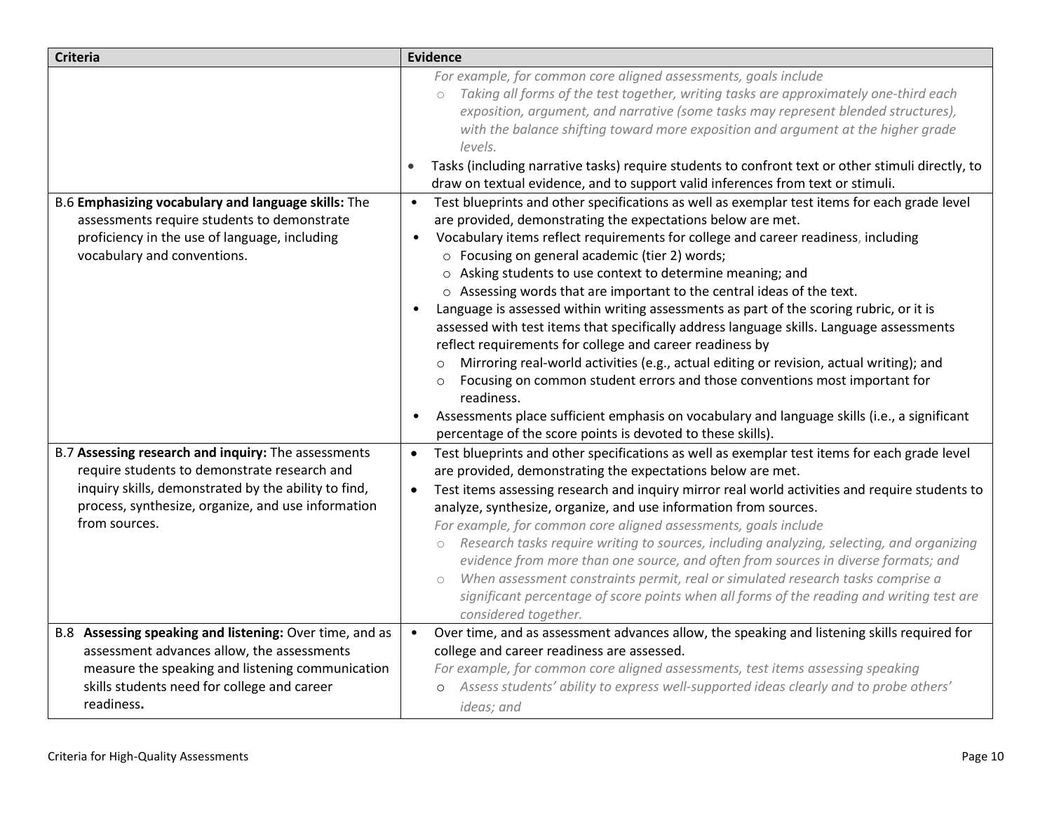| Criteria | Evidence |
|---|---|
| | *For example, for common core aligned assessments, goals include*<br>○ *Taking all forms of the test together, writing tasks are approximately one-third each exposition, argument, and narrative (some tasks may represent blended structures), with the balance shifting toward more exposition and argument at the higher grade levels.*<br>• Tasks (including narrative tasks) require students to confront text or other stimuli directly, to draw on textual evidence, and to support valid inferences from text or stimuli. |
| B.6 **Emphasizing vocabulary and language skills:** The assessments require students to demonstrate proficiency in the use of language, including vocabulary and conventions. | • Test blueprints and other specifications as well as exemplar test items for each grade level are provided, demonstrating the expectations below are met.<br>• Vocabulary items reflect requirements for college and career readiness, including<br>○ Focusing on general academic (tier 2) words;<br>○ Asking students to use context to determine meaning; and<br>○ Assessing words that are important to the central ideas of the text.<br>• Language is assessed within writing assessments as part of the scoring rubric, or it is assessed with test items that specifically address language skills. Language assessments reflect requirements for college and career readiness by<br>○ Mirroring real-world activities (e.g., actual editing or revision, actual writing); and<br>○ Focusing on common student errors and those conventions most important for readiness.<br>• Assessments place sufficient emphasis on vocabulary and language skills (i.e., a significant percentage of the score points is devoted to these skills). |
| B.7 **Assessing research and inquiry:** The assessments require students to demonstrate research and inquiry skills, demonstrated by the ability to find, process, synthesize, organize, and use information from sources. | • Test blueprints and other specifications as well as exemplar test items for each grade level are provided, demonstrating the expectations below are met.<br>• Test items assessing research and inquiry mirror real world activities and require students to analyze, synthesize, organize, and use information from sources.<br>*For example, for common core aligned assessments, goals include*<br>○ *Research tasks require writing to sources, including analyzing, selecting, and organizing evidence from more than one source, and often from sources in diverse formats; and*<br>○ *When assessment constraints permit, real or simulated research tasks comprise a significant percentage of score points when all forms of the reading and writing test are considered together.* |
| B.8 **Assessing speaking and listening:** Over time, and as assessment advances allow, the assessments measure the speaking and listening communication skills students need for college and career readiness**.** | • Over time, and as assessment advances allow, the speaking and listening skills required for college and career readiness are assessed.<br>*For example, for common core aligned assessments, test items assessing speaking*<br>○ *Assess students' ability to express well-supported ideas clearly and to probe others' ideas; and* |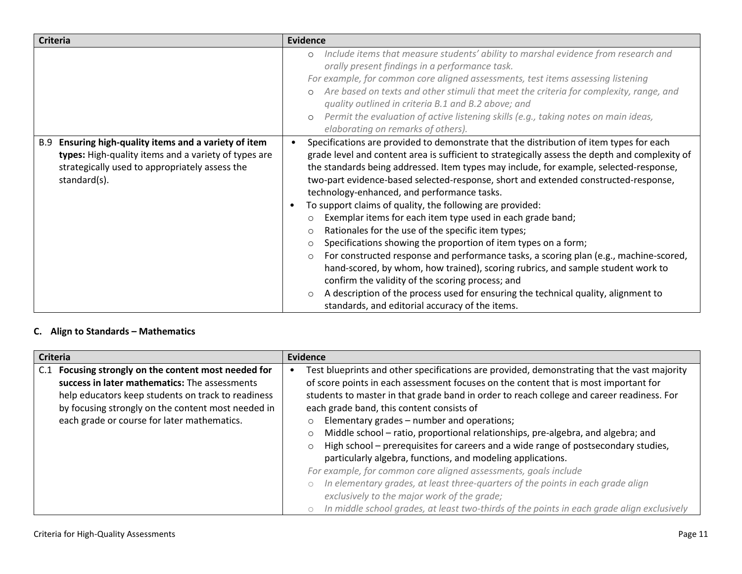| Criteria | Evidence |
|---|---|
| | ○ *Include items that measure students' ability to marshal evidence from research and orally present findings in a performance task.*<br>*For example, for common core aligned assessments, test items assessing listening*<br>○ *Are based on texts and other stimuli that meet the criteria for complexity, range, and quality outlined in criteria B.1 and B.2 above; and*<br>○ *Permit the evaluation of active listening skills (e.g., taking notes on main ideas, elaborating on remarks of others).* |
| B.9 **Ensuring high-quality items and a variety of item types:** High-quality items and a variety of types are strategically used to appropriately assess the standard(s). | • Specifications are provided to demonstrate that the distribution of item types for each grade level and content area is sufficient to strategically assess the depth and complexity of the standards being addressed. Item types may include, for example, selected-response, two-part evidence-based selected-response, short and extended constructed-response, technology-enhanced, and performance tasks.<br>• To support claims of quality, the following are provided:<br>○ Exemplar items for each item type used in each grade band;<br>○ Rationales for the use of the specific item types;<br>○ Specifications showing the proportion of item types on a form;<br>○ For constructed response and performance tasks, a scoring plan (e.g., machine-scored, hand-scored, by whom, how trained), scoring rubrics, and sample student work to confirm the validity of the scoring process; and<br>○ A description of the process used for ensuring the technical quality, alignment to standards, and editorial accuracy of the items. |

**C. Align to Standards – Mathematics**

| Criteria | Evidence |
|---|---|
| C.1 **Focusing strongly on the content most needed for success in later mathematics:** The assessments help educators keep students on track to readiness by focusing strongly on the content most needed in each grade or course for later mathematics. | • Test blueprints and other specifications are provided, demonstrating that the vast majority of score points in each assessment focuses on the content that is most important for students to master in that grade band in order to reach college and career readiness. For each grade band, this content consists of<br>○ Elementary grades – number and operations;<br>○ Middle school – ratio, proportional relationships, pre-algebra, and algebra; and<br>○ High school – prerequisites for careers and a wide range of postsecondary studies, particularly algebra, functions, and modeling applications.<br>*For example, for common core aligned assessments, goals include*<br>○ *In elementary grades, at least three-quarters of the points in each grade align exclusively to the major work of the grade;*<br>○ *In middle school grades, at least two-thirds of the points in each grade align exclusively* |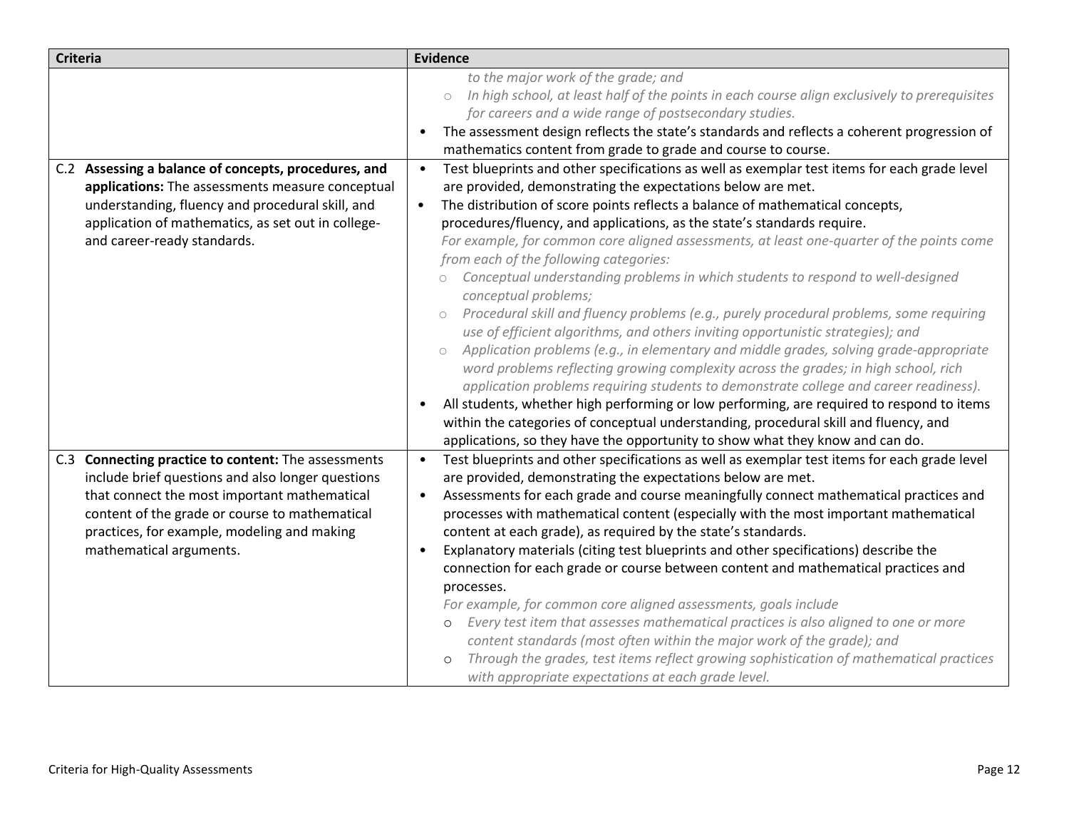| Criteria | Evidence |
| --- | --- |
| | *to the major work of the grade; and*<br>○ *In high school, at least half of the points in each course align exclusively to prerequisites for careers and a wide range of postsecondary studies.*<br>• The assessment design reflects the state's standards and reflects a coherent progression of mathematics content from grade to grade and course to course. |
| C.2 **Assessing a balance of concepts, procedures, and applications:** The assessments measure conceptual understanding, fluency and procedural skill, and application of mathematics, as set out in college- and career-ready standards. | • Test blueprints and other specifications as well as exemplar test items for each grade level are provided, demonstrating the expectations below are met.<br>• The distribution of score points reflects a balance of mathematical concepts, procedures/fluency, and applications, as the state's standards require.<br>*For example, for common core aligned assessments, at least one-quarter of the points come from each of the following categories:*<br>○ *Conceptual understanding problems in which students to respond to well-designed conceptual problems;*<br>○ *Procedural skill and fluency problems (e.g., purely procedural problems, some requiring use of efficient algorithms, and others inviting opportunistic strategies); and*<br>○ *Application problems (e.g., in elementary and middle grades, solving grade-appropriate word problems reflecting growing complexity across the grades; in high school, rich application problems requiring students to demonstrate college and career readiness).*<br>• All students, whether high performing or low performing, are required to respond to items within the categories of conceptual understanding, procedural skill and fluency, and applications, so they have the opportunity to show what they know and can do. |
| C.3 **Connecting practice to content:** The assessments include brief questions and also longer questions that connect the most important mathematical content of the grade or course to mathematical practices, for example, modeling and making mathematical arguments. | • Test blueprints and other specifications as well as exemplar test items for each grade level are provided, demonstrating the expectations below are met.<br>• Assessments for each grade and course meaningfully connect mathematical practices and processes with mathematical content (especially with the most important mathematical content at each grade), as required by the state's standards.<br>• Explanatory materials (citing test blueprints and other specifications) describe the connection for each grade or course between content and mathematical practices and processes.<br>*For example, for common core aligned assessments, goals include*<br>○ *Every test item that assesses mathematical practices is also aligned to one or more content standards (most often within the major work of the grade); and*<br>○ *Through the grades, test items reflect growing sophistication of mathematical practices with appropriate expectations at each grade level.* |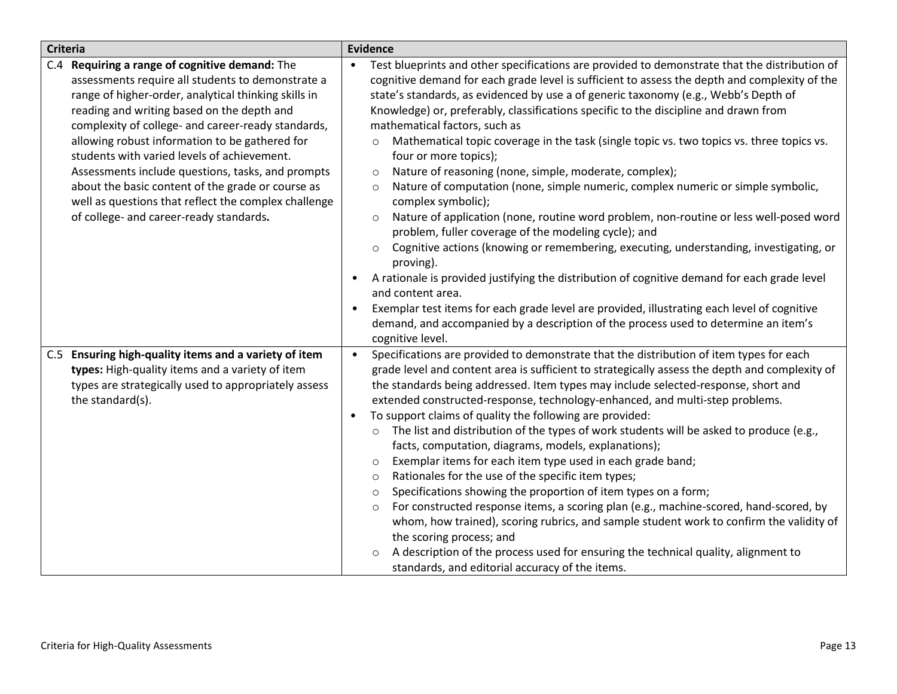| Criteria | Evidence |
|---|---|
| C.4 **Requiring a range of cognitive demand:** The assessments require all students to demonstrate a range of higher-order, analytical thinking skills in reading and writing based on the depth and complexity of college- and career-ready standards, allowing robust information to be gathered for students with varied levels of achievement. Assessments include questions, tasks, and prompts about the basic content of the grade or course as well as questions that reflect the complex challenge of college- and career-ready standards**.** | • Test blueprints and other specifications are provided to demonstrate that the distribution of cognitive demand for each grade level is sufficient to assess the depth and complexity of the state's standards, as evidenced by use a of generic taxonomy (e.g., Webb's Depth of Knowledge) or, preferably, classifications specific to the discipline and drawn from mathematical factors, such as<br>&nbsp;&nbsp;&nbsp;&nbsp;○ Mathematical topic coverage in the task (single topic vs. two topics vs. three topics vs. four or more topics);<br>&nbsp;&nbsp;&nbsp;&nbsp;○ Nature of reasoning (none, simple, moderate, complex);<br>&nbsp;&nbsp;&nbsp;&nbsp;○ Nature of computation (none, simple numeric, complex numeric or simple symbolic, complex symbolic);<br>&nbsp;&nbsp;&nbsp;&nbsp;○ Nature of application (none, routine word problem, non-routine or less well-posed word problem, fuller coverage of the modeling cycle); and<br>&nbsp;&nbsp;&nbsp;&nbsp;○ Cognitive actions (knowing or remembering, executing, understanding, investigating, or proving).<br>• A rationale is provided justifying the distribution of cognitive demand for each grade level and content area.<br>• Exemplar test items for each grade level are provided, illustrating each level of cognitive demand, and accompanied by a description of the process used to determine an item's cognitive level. |
| C.5 **Ensuring high-quality items and a variety of item types:** High-quality items and a variety of item types are strategically used to appropriately assess the standard(s). | • Specifications are provided to demonstrate that the distribution of item types for each grade level and content area is sufficient to strategically assess the depth and complexity of the standards being addressed. Item types may include selected-response, short and extended constructed-response, technology-enhanced, and multi-step problems.<br>• To support claims of quality the following are provided:<br>&nbsp;&nbsp;&nbsp;&nbsp;○ The list and distribution of the types of work students will be asked to produce (e.g., facts, computation, diagrams, models, explanations);<br>&nbsp;&nbsp;&nbsp;&nbsp;○ Exemplar items for each item type used in each grade band;<br>&nbsp;&nbsp;&nbsp;&nbsp;○ Rationales for the use of the specific item types;<br>&nbsp;&nbsp;&nbsp;&nbsp;○ Specifications showing the proportion of item types on a form;<br>&nbsp;&nbsp;&nbsp;&nbsp;○ For constructed response items, a scoring plan (e.g., machine-scored, hand-scored, by whom, how trained), scoring rubrics, and sample student work to confirm the validity of the scoring process; and<br>&nbsp;&nbsp;&nbsp;&nbsp;○ A description of the process used for ensuring the technical quality, alignment to standards, and editorial accuracy of the items. |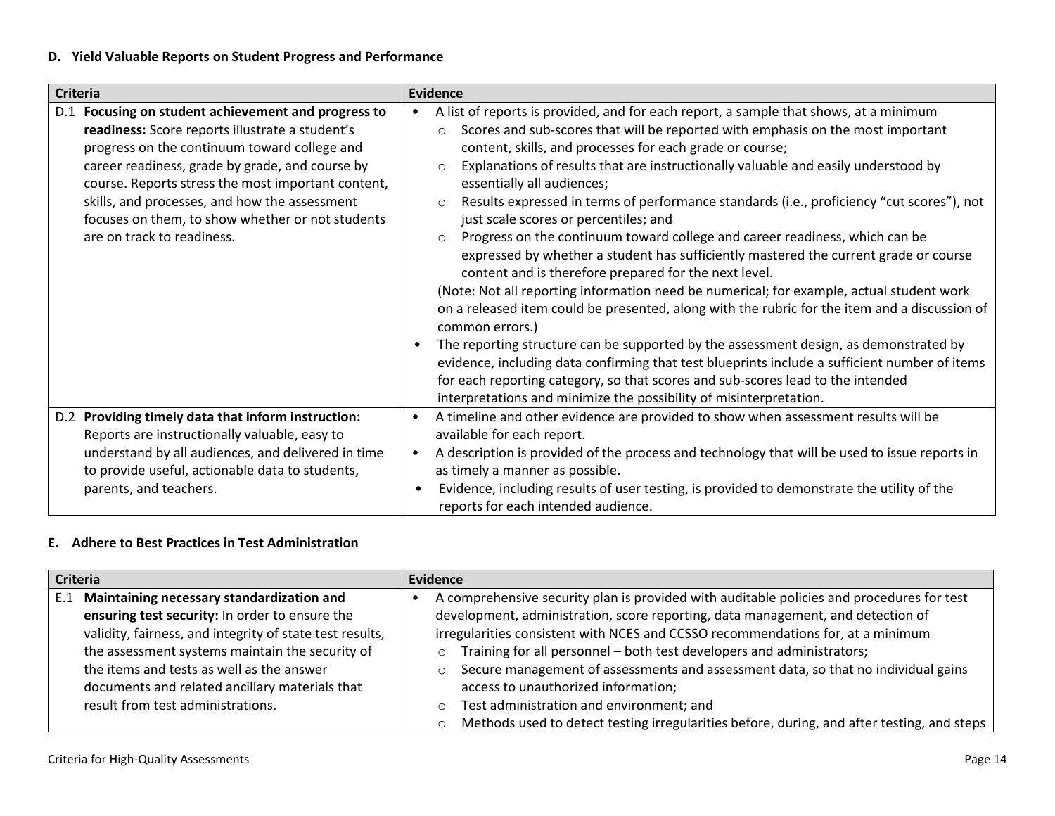### D. Yield Valuable Reports on Student Progress and Performance

| Criteria | Evidence |
|---|---|
| D.1 **Focusing on student achievement and progress to readiness:** Score reports illustrate a student's progress on the continuum toward college and career readiness, grade by grade, and course by course. Reports stress the most important content, skills, and processes, and how the assessment focuses on them, to show whether or not students are on track to readiness. | • A list of reports is provided, and for each report, a sample that shows, at a minimum<br>  ○ Scores and sub-scores that will be reported with emphasis on the most important content, skills, and processes for each grade or course;<br>  ○ Explanations of results that are instructionally valuable and easily understood by essentially all audiences;<br>  ○ Results expressed in terms of performance standards (i.e., proficiency "cut scores"), not just scale scores or percentiles; and<br>  ○ Progress on the continuum toward college and career readiness, which can be expressed by whether a student has sufficiently mastered the current grade or course content and is therefore prepared for the next level.<br>(Note: Not all reporting information need be numerical; for example, actual student work on a released item could be presented, along with the rubric for the item and a discussion of common errors.)<br>• The reporting structure can be supported by the assessment design, as demonstrated by evidence, including data confirming that test blueprints include a sufficient number of items for each reporting category, so that scores and sub-scores lead to the intended interpretations and minimize the possibility of misinterpretation. |
| D.2 **Providing timely data that inform instruction:** Reports are instructionally valuable, easy to understand by all audiences, and delivered in time to provide useful, actionable data to students, parents, and teachers. | • A timeline and other evidence are provided to show when assessment results will be available for each report.<br>• A description is provided of the process and technology that will be used to issue reports in as timely a manner as possible.<br>• Evidence, including results of user testing, is provided to demonstrate the utility of the reports for each intended audience. |

### E. Adhere to Best Practices in Test Administration

| Criteria | Evidence |
|---|---|
| E.1 **Maintaining necessary standardization and ensuring test security:** In order to ensure the validity, fairness, and integrity of state test results, the assessment systems maintain the security of the items and tests as well as the answer documents and related ancillary materials that result from test administrations. | • A comprehensive security plan is provided with auditable policies and procedures for test development, administration, score reporting, data management, and detection of irregularities consistent with NCES and CCSSO recommendations for, at a minimum<br>  ○ Training for all personnel – both test developers and administrators;<br>  ○ Secure management of assessments and assessment data, so that no individual gains access to unauthorized information;<br>  ○ Test administration and environment; and<br>  ○ Methods used to detect testing irregularities before, during, and after testing, and steps |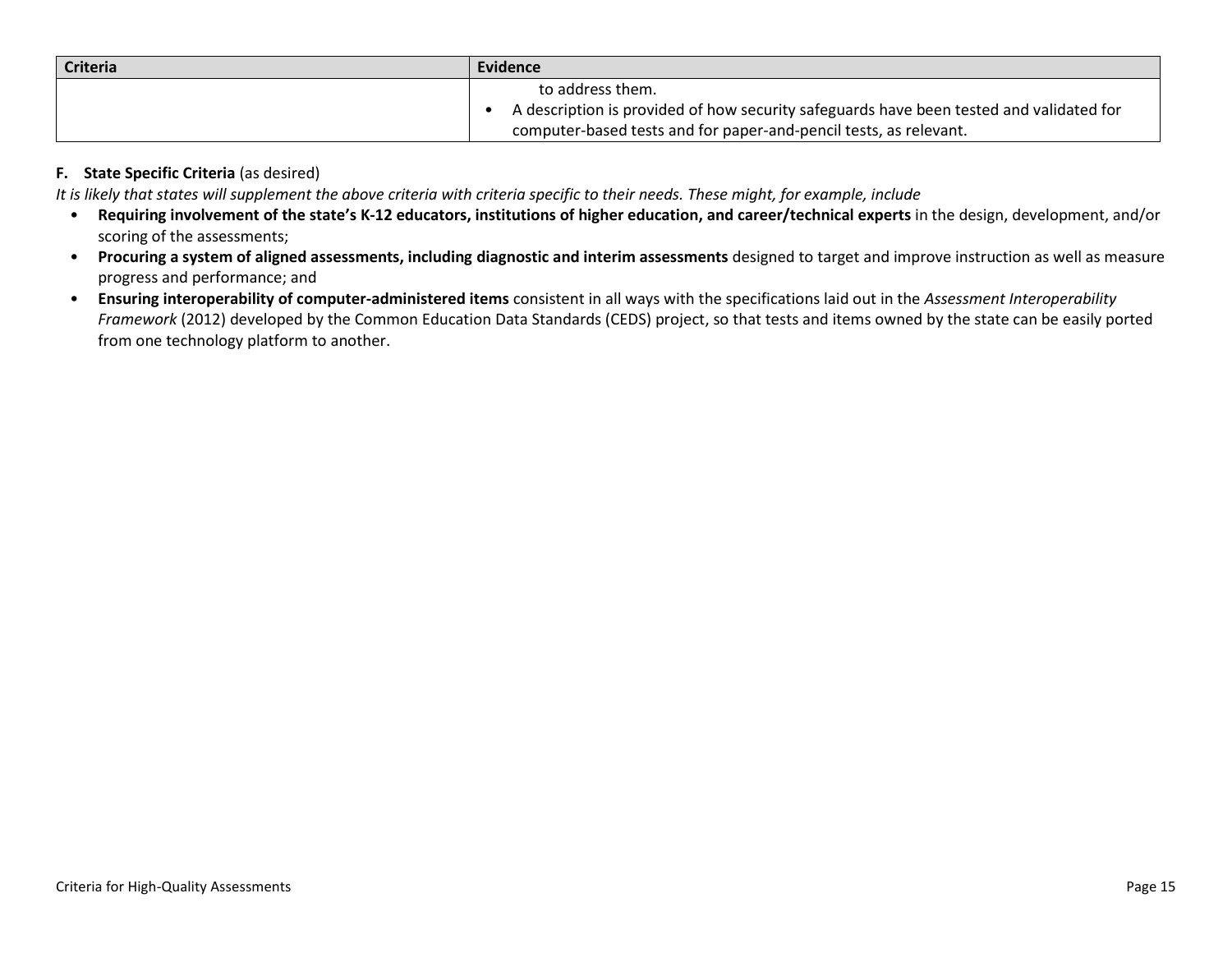| Criteria | Evidence |
|---|---|
| | to address them.<br>• A description is provided of how security safeguards have been tested and validated for computer-based tests and for paper-and-pencil tests, as relevant. |

**F. State Specific Criteria** (as desired)

*It is likely that states will supplement the above criteria with criteria specific to their needs. These might, for example, include*

- **Requiring involvement of the state's K-12 educators, institutions of higher education, and career/technical experts** in the design, development, and/or scoring of the assessments;
- **Procuring a system of aligned assessments, including diagnostic and interim assessments** designed to target and improve instruction as well as measure progress and performance; and
- **Ensuring interoperability of computer-administered items** consistent in all ways with the specifications laid out in the *Assessment Interoperability Framework* (2012) developed by the Common Education Data Standards (CEDS) project, so that tests and items owned by the state can be easily ported from one technology platform to another.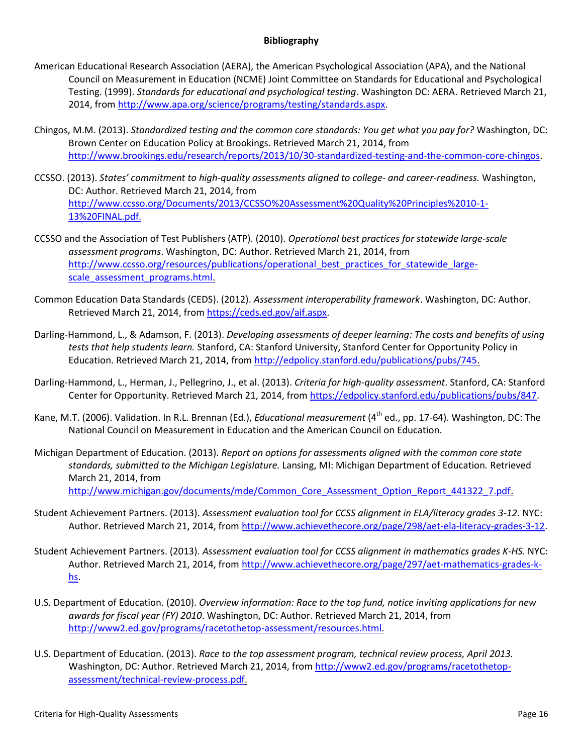## Bibliography

American Educational Research Association (AERA), the American Psychological Association (APA), and the National Council on Measurement in Education (NCME) Joint Committee on Standards for Educational and Psychological Testing. (1999). *Standards for educational and psychological testing*. Washington DC: AERA. Retrieved March 21, 2014, from http://www.apa.org/science/programs/testing/standards.aspx.

Chingos, M.M. (2013). *Standardized testing and the common core standards: You get what you pay for?* Washington, DC: Brown Center on Education Policy at Brookings. Retrieved March 21, 2014, from http://www.brookings.edu/research/reports/2013/10/30-standardized-testing-and-the-common-core-chingos.

CCSSO. (2013). *States' commitment to high-quality assessments aligned to college- and career-readiness.* Washington, DC: Author. Retrieved March 21, 2014, from http://www.ccsso.org/Documents/2013/CCSSO%20Assessment%20Quality%20Principles%2010-1-13%20FINAL.pdf.

CCSSO and the Association of Test Publishers (ATP). (2010). *Operational best practices for statewide large-scale assessment programs*. Washington, DC: Author. Retrieved March 21, 2014, from http://www.ccsso.org/resources/publications/operational_best_practices_for_statewide_large-scale_assessment_programs.html.

Common Education Data Standards (CEDS). (2012). *Assessment interoperability framework*. Washington, DC: Author. Retrieved March 21, 2014, from https://ceds.ed.gov/aif.aspx.

Darling-Hammond, L., & Adamson, F. (2013). *Developing assessments of deeper learning: The costs and benefits of using tests that help students learn.* Stanford, CA: Stanford University, Stanford Center for Opportunity Policy in Education. Retrieved March 21, 2014, from http://edpolicy.stanford.edu/publications/pubs/745.

Darling-Hammond, L., Herman, J., Pellegrino, J., et al. (2013). *Criteria for high-quality assessment*. Stanford, CA: Stanford Center for Opportunity. Retrieved March 21, 2014, from https://edpolicy.stanford.edu/publications/pubs/847.

Kane, M.T. (2006). Validation. In R.L. Brennan (Ed.), *Educational measurement* (4th ed., pp. 17-64). Washington, DC: The National Council on Measurement in Education and the American Council on Education.

Michigan Department of Education. (2013). *Report on options for assessments aligned with the common core state standards, submitted to the Michigan Legislature.* Lansing, MI: Michigan Department of Education. Retrieved March 21, 2014, from http://www.michigan.gov/documents/mde/Common_Core_Assessment_Option_Report_441322_7.pdf.

Student Achievement Partners. (2013). *Assessment evaluation tool for CCSS alignment in ELA/literacy grades 3-12.* NYC: Author. Retrieved March 21, 2014, from http://www.achievethecore.org/page/298/aet-ela-literacy-grades-3-12.

Student Achievement Partners. (2013). *Assessment evaluation tool for CCSS alignment in mathematics grades K-HS.* NYC: Author. Retrieved March 21, 2014, from http://www.achievethecore.org/page/297/aet-mathematics-grades-k-hs.

U.S. Department of Education. (2010). *Overview information: Race to the top fund, notice inviting applications for new awards for fiscal year (FY) 2010*. Washington, DC: Author. Retrieved March 21, 2014, from http://www2.ed.gov/programs/racetothetop-assessment/resources.html.

U.S. Department of Education. (2013). *Race to the top assessment program, technical review process, April 2013.* Washington, DC: Author. Retrieved March 21, 2014, from http://www2.ed.gov/programs/racetothetop-assessment/technical-review-process.pdf.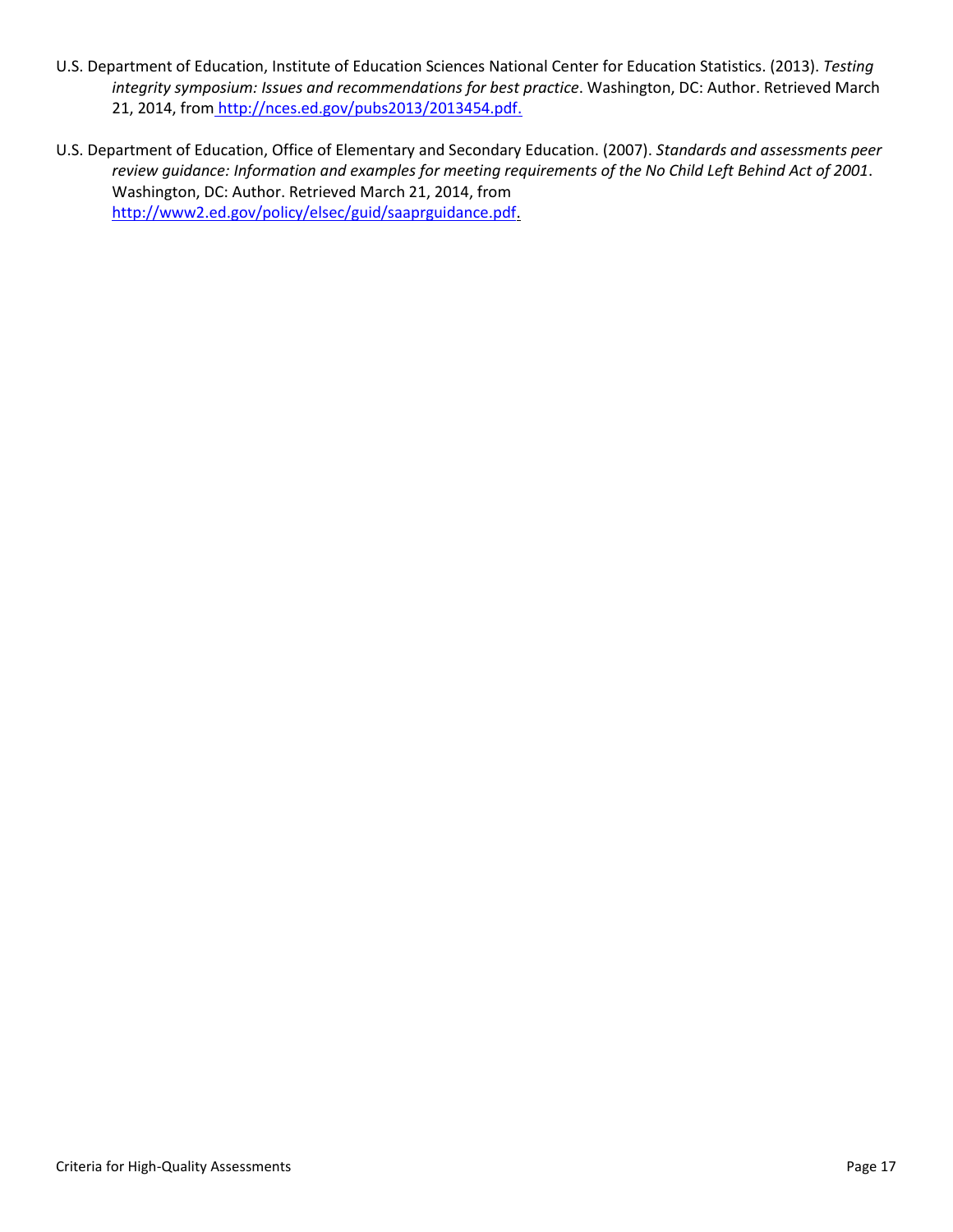U.S. Department of Education, Institute of Education Sciences National Center for Education Statistics. (2013). *Testing integrity symposium: Issues and recommendations for best practice*. Washington, DC: Author. Retrieved March 21, 2014, from http://nces.ed.gov/pubs2013/2013454.pdf.

U.S. Department of Education, Office of Elementary and Secondary Education. (2007). *Standards and assessments peer review guidance: Information and examples for meeting requirements of the No Child Left Behind Act of 2001*. Washington, DC: Author. Retrieved March 21, 2014, from http://www2.ed.gov/policy/elsec/guid/saaprguidance.pdf.